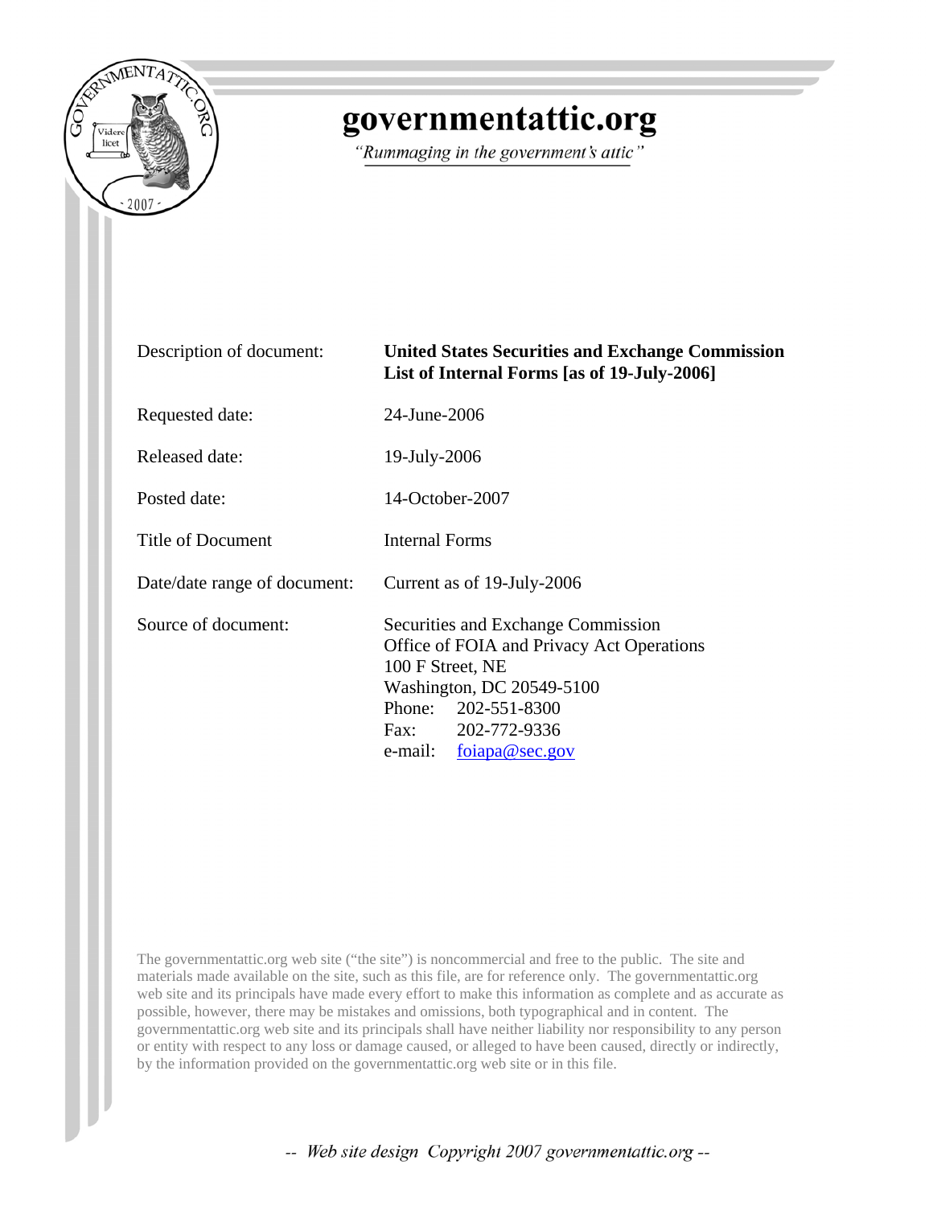# governmentattic.org

*"Rummaging in the government's attic"*

| | |
|---|---|
| Description of document: | **United States Securities and Exchange Commission List of Internal Forms [as of 19-July-2006]** |
| Requested date: | 24-June-2006 |
| Released date: | 19-July-2006 |
| Posted date: | 14-October-2007 |
| Title of Document | Internal Forms |
| Date/date range of document: | Current as of 19-July-2006 |
| Source of document: | Securities and Exchange Commission<br>Office of FOIA and Privacy Act Operations<br>100 F Street, NE<br>Washington, DC 20549-5100<br>Phone: 202-551-8300<br>Fax: 202-772-9336<br>e-mail: foiapa@sec.gov |

The governmentattic.org web site ("the site") is noncommercial and free to the public. The site and materials made available on the site, such as this file, are for reference only. The governmentattic.org web site and its principals have made every effort to make this information as complete and as accurate as possible, however, there may be mistakes and omissions, both typographical and in content. The governmentattic.org web site and its principals shall have neither liability nor responsibility to any person or entity with respect to any loss or damage caused, or alleged to have been caused, directly or indirectly, by the information provided on the governmentattic.org web site or in this file.

*-- Web site design Copyright 2007 governmentattic.org --*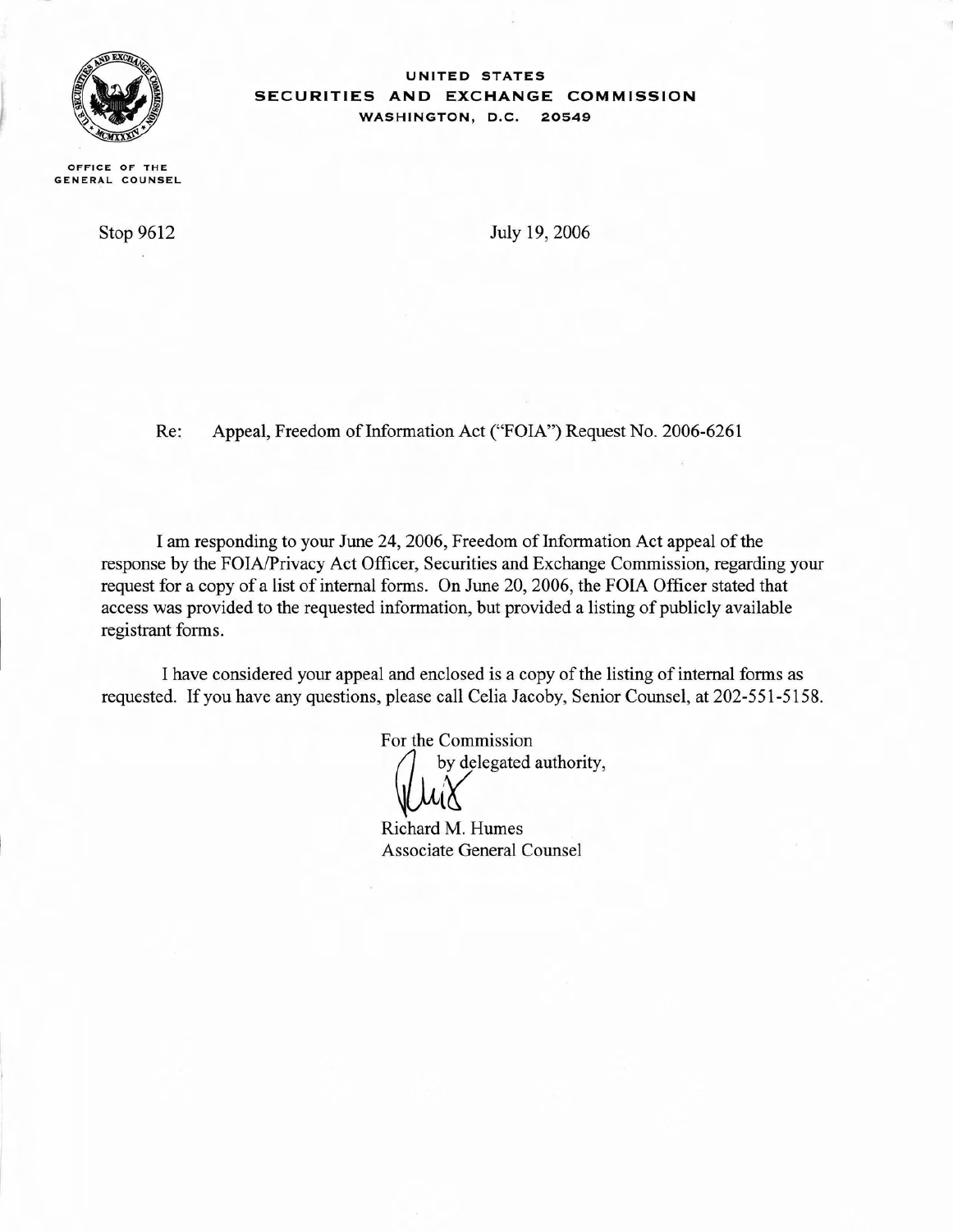**UNITED STATES**
**SECURITIES AND EXCHANGE COMMISSION**
**WASHINGTON, D.C. 20549**

OFFICE OF THE
GENERAL COUNSEL

Stop 9612

July 19, 2006

Re: Appeal, Freedom of Information Act ("FOIA") Request No. 2006-6261

I am responding to your June 24, 2006, Freedom of Information Act appeal of the response by the FOIA/Privacy Act Officer, Securities and Exchange Commission, regarding your request for a copy of a list of internal forms. On June 20, 2006, the FOIA Officer stated that access was provided to the requested information, but provided a listing of publicly available registrant forms.

I have considered your appeal and enclosed is a copy of the listing of internal forms as requested. If you have any questions, please call Celia Jacoby, Senior Counsel, at 202-551-5158.

For the Commission
by delegated authority,

Richard M. Humes
Associate General Counsel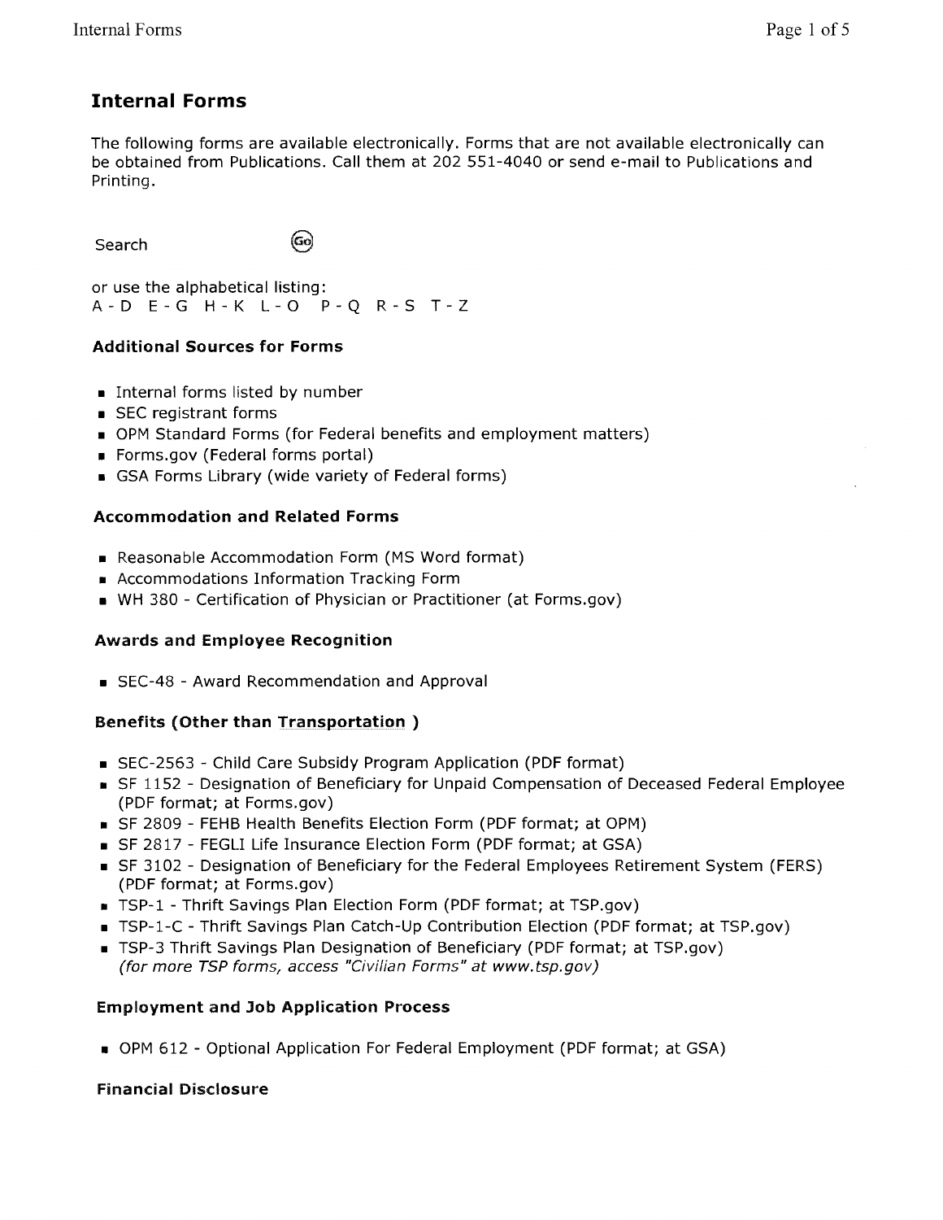## Internal Forms

The following forms are available electronically. Forms that are not available electronically can be obtained from Publications. Call them at 202 551-4040 or send e-mail to Publications and Printing.

Search

or use the alphabetical listing:
A - D E - G H - K L - O P - Q R - S T - Z

### Additional Sources for Forms

- Internal forms listed by number
- SEC registrant forms
- OPM Standard Forms (for Federal benefits and employment matters)
- Forms.gov (Federal forms portal)
- GSA Forms Library (wide variety of Federal forms)

### Accommodation and Related Forms

- Reasonable Accommodation Form (MS Word format)
- Accommodations Information Tracking Form
- WH 380 - Certification of Physician or Practitioner (at Forms.gov)

### Awards and Employee Recognition

- SEC-48 - Award Recommendation and Approval

### Benefits (Other than Transportation )

- SEC-2563 - Child Care Subsidy Program Application (PDF format)
- SF 1152 - Designation of Beneficiary for Unpaid Compensation of Deceased Federal Employee (PDF format; at Forms.gov)
- SF 2809 - FEHB Health Benefits Election Form (PDF format; at OPM)
- SF 2817 - FEGLI Life Insurance Election Form (PDF format; at GSA)
- SF 3102 - Designation of Beneficiary for the Federal Employees Retirement System (FERS) (PDF format; at Forms.gov)
- TSP-1 - Thrift Savings Plan Election Form (PDF format; at TSP.gov)
- TSP-1-C - Thrift Savings Plan Catch-Up Contribution Election (PDF format; at TSP.gov)
- TSP-3 Thrift Savings Plan Designation of Beneficiary (PDF format; at TSP.gov)
  *(for more TSP forms, access "Civilian Forms" at www.tsp.gov)*

### Employment and Job Application Process

- OPM 612 - Optional Application For Federal Employment (PDF format; at GSA)

### Financial Disclosure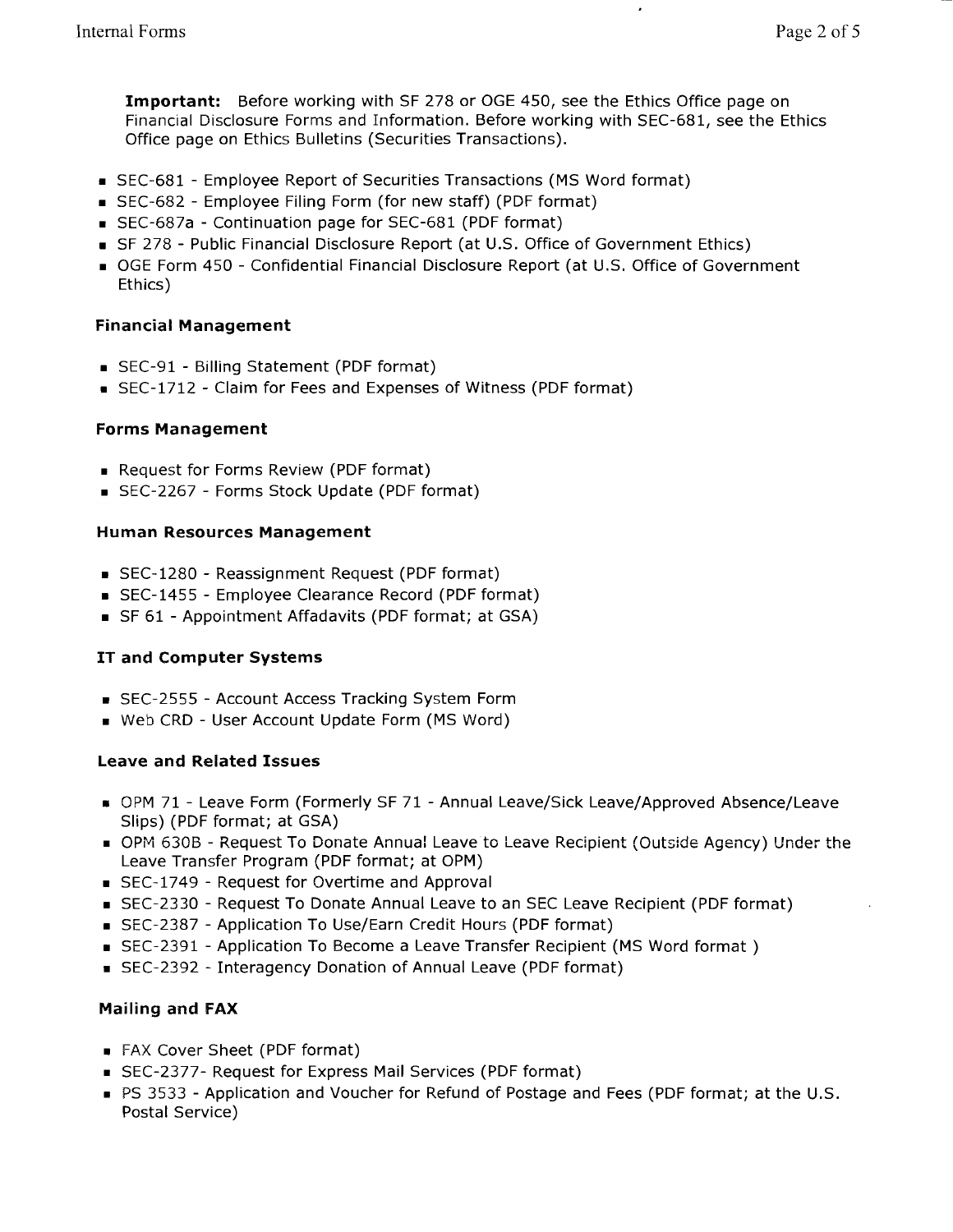**Important:** Before working with SF 278 or OGE 450, see the Ethics Office page on Financial Disclosure Forms and Information. Before working with SEC-681, see the Ethics Office page on Ethics Bulletins (Securities Transactions).

- SEC-681 - Employee Report of Securities Transactions (MS Word format)
- SEC-682 - Employee Filing Form (for new staff) (PDF format)
- SEC-687a - Continuation page for SEC-681 (PDF format)
- SF 278 - Public Financial Disclosure Report (at U.S. Office of Government Ethics)
- OGE Form 450 - Confidential Financial Disclosure Report (at U.S. Office of Government Ethics)

### Financial Management

- SEC-91 - Billing Statement (PDF format)
- SEC-1712 - Claim for Fees and Expenses of Witness (PDF format)

### Forms Management

- Request for Forms Review (PDF format)
- SEC-2267 - Forms Stock Update (PDF format)

### Human Resources Management

- SEC-1280 - Reassignment Request (PDF format)
- SEC-1455 - Employee Clearance Record (PDF format)
- SF 61 - Appointment Affadavits (PDF format; at GSA)

### IT and Computer Systems

- SEC-2555 - Account Access Tracking System Form
- Web CRD - User Account Update Form (MS Word)

### Leave and Related Issues

- OPM 71 - Leave Form (Formerly SF 71 - Annual Leave/Sick Leave/Approved Absence/Leave Slips) (PDF format; at GSA)
- OPM 630B - Request To Donate Annual Leave to Leave Recipient (Outside Agency) Under the Leave Transfer Program (PDF format; at OPM)
- SEC-1749 - Request for Overtime and Approval
- SEC-2330 - Request To Donate Annual Leave to an SEC Leave Recipient (PDF format)
- SEC-2387 - Application To Use/Earn Credit Hours (PDF format)
- SEC-2391 - Application To Become a Leave Transfer Recipient (MS Word format )
- SEC-2392 - Interagency Donation of Annual Leave (PDF format)

### Mailing and FAX

- FAX Cover Sheet (PDF format)
- SEC-2377- Request for Express Mail Services (PDF format)
- PS 3533 - Application and Voucher for Refund of Postage and Fees (PDF format; at the U.S. Postal Service)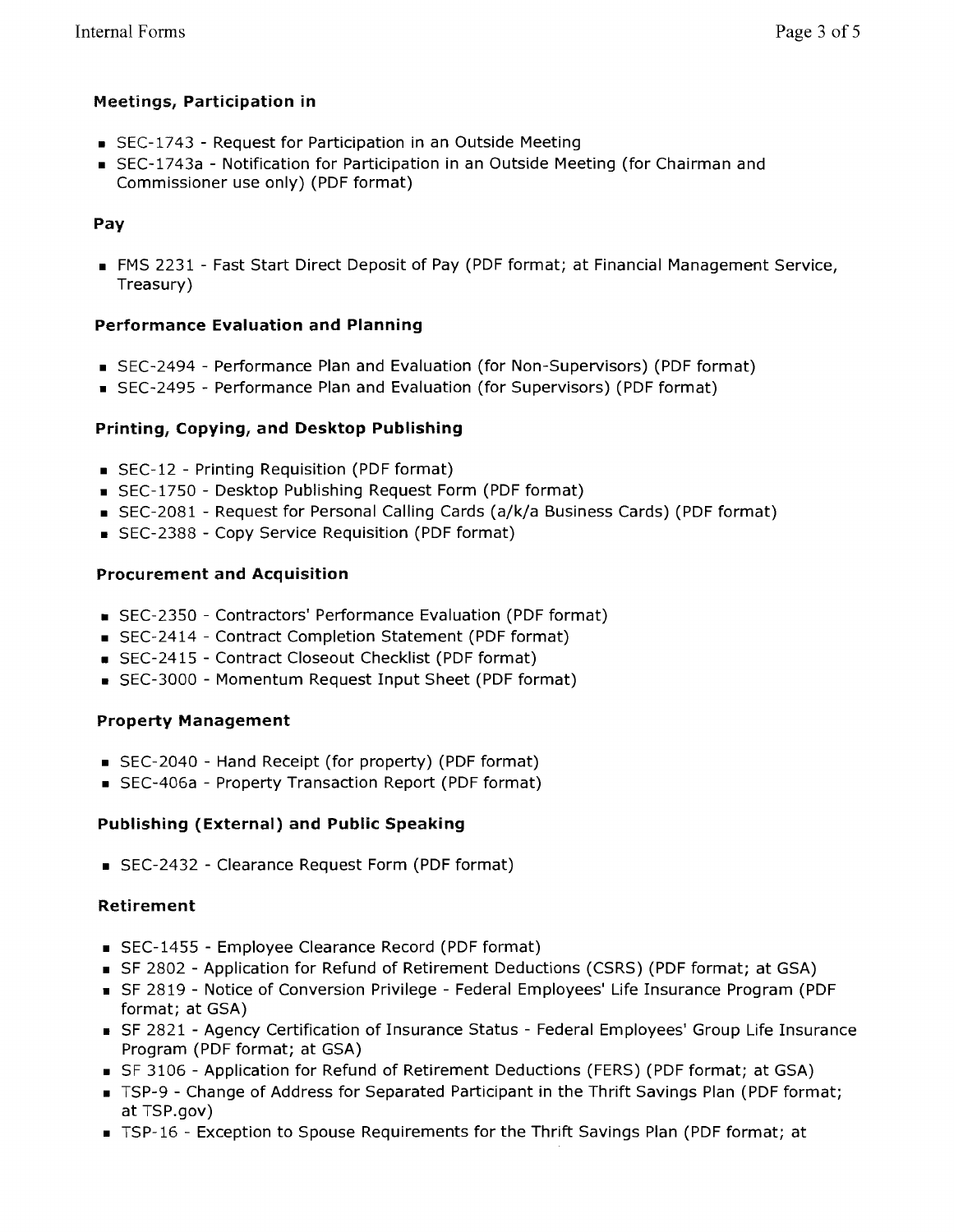### Meetings, Participation in

- SEC-1743 - Request for Participation in an Outside Meeting
- SEC-1743a - Notification for Participation in an Outside Meeting (for Chairman and Commissioner use only) (PDF format)

### Pay

- FMS 2231 - Fast Start Direct Deposit of Pay (PDF format; at Financial Management Service, Treasury)

### Performance Evaluation and Planning

- SEC-2494 - Performance Plan and Evaluation (for Non-Supervisors) (PDF format)
- SEC-2495 - Performance Plan and Evaluation (for Supervisors) (PDF format)

### Printing, Copying, and Desktop Publishing

- SEC-12 - Printing Requisition (PDF format)
- SEC-1750 - Desktop Publishing Request Form (PDF format)
- SEC-2081 - Request for Personal Calling Cards (a/k/a Business Cards) (PDF format)
- SEC-2388 - Copy Service Requisition (PDF format)

### Procurement and Acquisition

- SEC-2350 - Contractors' Performance Evaluation (PDF format)
- SEC-2414 - Contract Completion Statement (PDF format)
- SEC-2415 - Contract Closeout Checklist (PDF format)
- SEC-3000 - Momentum Request Input Sheet (PDF format)

### Property Management

- SEC-2040 - Hand Receipt (for property) (PDF format)
- SEC-406a - Property Transaction Report (PDF format)

### Publishing (External) and Public Speaking

- SEC-2432 - Clearance Request Form (PDF format)

### Retirement

- SEC-1455 - Employee Clearance Record (PDF format)
- SF 2802 - Application for Refund of Retirement Deductions (CSRS) (PDF format; at GSA)
- SF 2819 - Notice of Conversion Privilege - Federal Employees' Life Insurance Program (PDF format; at GSA)
- SF 2821 - Agency Certification of Insurance Status - Federal Employees' Group Life Insurance Program (PDF format; at GSA)
- SF 3106 - Application for Refund of Retirement Deductions (FERS) (PDF format; at GSA)
- TSP-9 - Change of Address for Separated Participant in the Thrift Savings Plan (PDF format; at TSP.gov)
- TSP-16 - Exception to Spouse Requirements for the Thrift Savings Plan (PDF format; at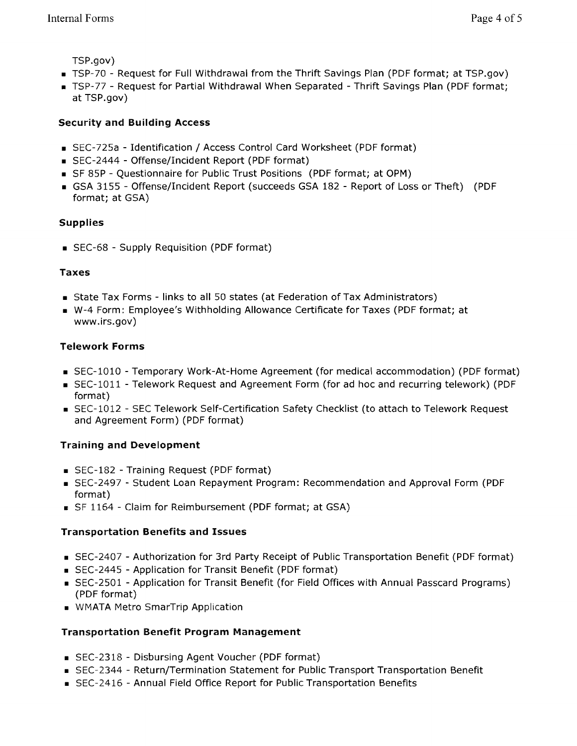TSP.gov)

- TSP-70 - Request for Full Withdrawal from the Thrift Savings Plan (PDF format; at TSP.gov)
- TSP-77 - Request for Partial Withdrawal When Separated - Thrift Savings Plan (PDF format; at TSP.gov)

### Security and Building Access

- SEC-725a - Identification / Access Control Card Worksheet (PDF format)
- SEC-2444 - Offense/Incident Report (PDF format)
- SF 85P - Questionnaire for Public Trust Positions (PDF format; at OPM)
- GSA 3155 - Offense/Incident Report (succeeds GSA 182 - Report of Loss or Theft) (PDF format; at GSA)

### Supplies

- SEC-68 - Supply Requisition (PDF format)

### Taxes

- State Tax Forms - links to all 50 states (at Federation of Tax Administrators)
- W-4 Form: Employee's Withholding Allowance Certificate for Taxes (PDF format; at www.irs.gov)

### Telework Forms

- SEC-1010 - Temporary Work-At-Home Agreement (for medical accommodation) (PDF format)
- SEC-1011 - Telework Request and Agreement Form (for ad hoc and recurring telework) (PDF format)
- SEC-1012 - SEC Telework Self-Certification Safety Checklist (to attach to Telework Request and Agreement Form) (PDF format)

### Training and Development

- SEC-182 - Training Request (PDF format)
- SEC-2497 - Student Loan Repayment Program: Recommendation and Approval Form (PDF format)
- SF 1164 - Claim for Reimbursement (PDF format; at GSA)

### Transportation Benefits and Issues

- SEC-2407 - Authorization for 3rd Party Receipt of Public Transportation Benefit (PDF format)
- SEC-2445 - Application for Transit Benefit (PDF format)
- SEC-2501 - Application for Transit Benefit (for Field Offices with Annual Passcard Programs) (PDF format)
- WMATA Metro SmarTrip Application

### Transportation Benefit Program Management

- SEC-2318 - Disbursing Agent Voucher (PDF format)
- SEC-2344 - Return/Termination Statement for Public Transport Transportation Benefit
- SEC-2416 - Annual Field Office Report for Public Transportation Benefits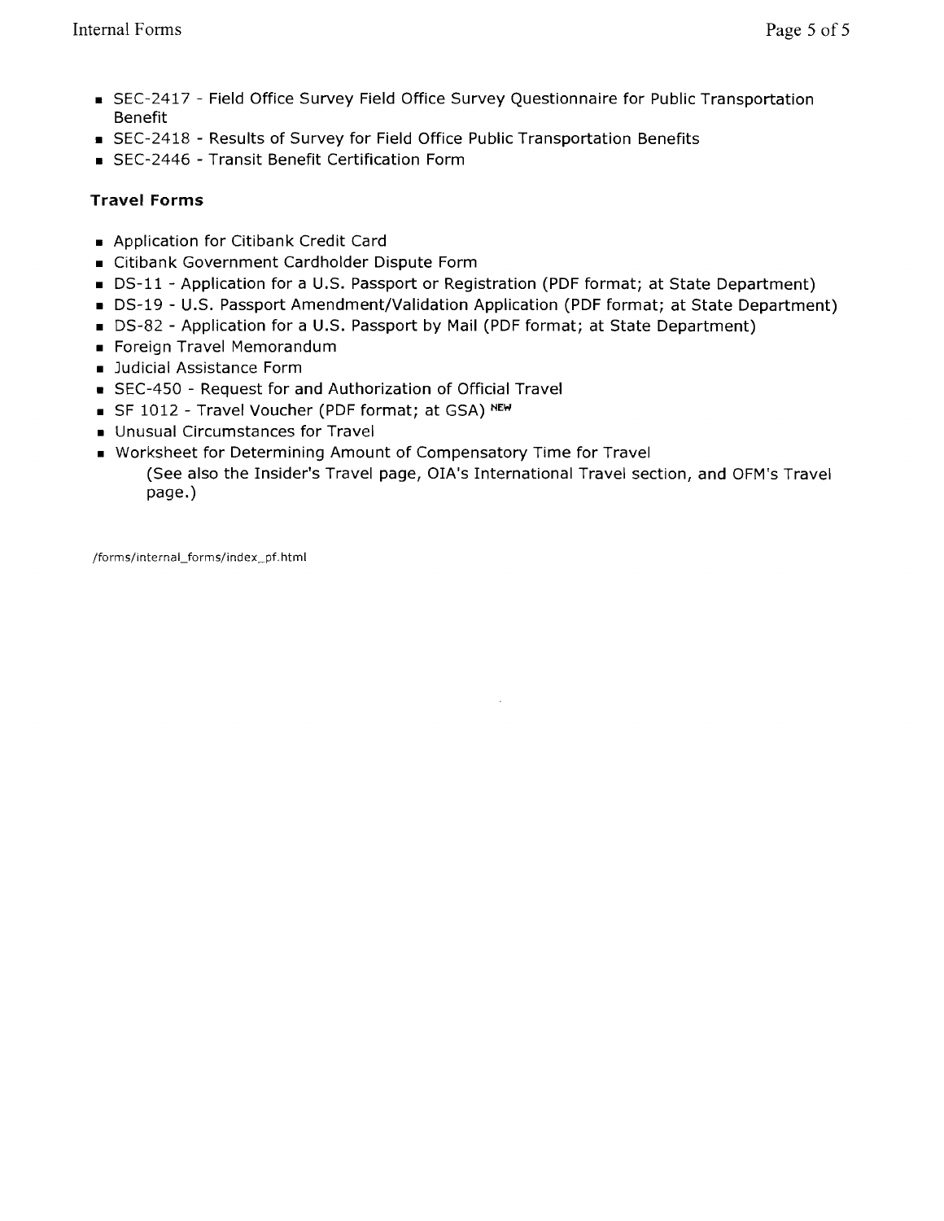- SEC-2417 - Field Office Survey Field Office Survey Questionnaire for Public Transportation Benefit
- SEC-2418 - Results of Survey for Field Office Public Transportation Benefits
- SEC-2446 - Transit Benefit Certification Form

### Travel Forms

- Application for Citibank Credit Card
- Citibank Government Cardholder Dispute Form
- DS-11 - Application for a U.S. Passport or Registration (PDF format; at State Department)
- DS-19 - U.S. Passport Amendment/Validation Application (PDF format; at State Department)
- DS-82 - Application for a U.S. Passport by Mail (PDF format; at State Department)
- Foreign Travel Memorandum
- Judicial Assistance Form
- SEC-450 - Request for and Authorization of Official Travel
- SF 1012 - Travel Voucher (PDF format; at GSA) NEW
- Unusual Circumstances for Travel
- Worksheet for Determining Amount of Compensatory Time for Travel
  (See also the Insider's Travel page, OIA's International Travel section, and OFM's Travel page.)

/forms/internal_forms/index_pf.html